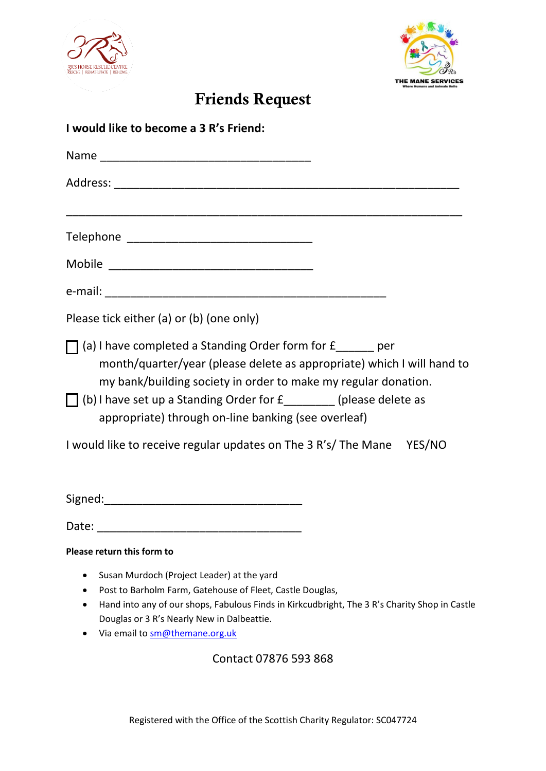# Friends Request

**I would like to become a 3 R's Friend:**

Name ________________________________

Address: ____________________________________________________

____________________________________________________________

Telephone ____________________________

Mobile ______________________________

e-mail: ___________________________________________

Please tick either (a) or (b) (one only)

☐ (a) I have completed a Standing Order form for £______ per month/quarter/year (please delete as appropriate) which I will hand to my bank/building society in order to make my regular donation.

☐ (b) I have set up a Standing Order for £________ (please delete as appropriate) through on-line banking (see overleaf)

I would like to receive regular updates on The 3 R's/ The Mane YES/NO

Signed:______________________________

Date: _______________________________

**Please return this form to**

- Susan Murdoch (Project Leader) at the yard
- Post to Barholm Farm, Gatehouse of Fleet, Castle Douglas,
- Hand into any of our shops, Fabulous Finds in Kirkcudbright, The 3 R's Charity Shop in Castle Douglas or 3 R's Nearly New in Dalbeattie.
- Via email to sm@themane.org.uk

Contact 07876 593 868

Registered with the Office of the Scottish Charity Regulator: SC047724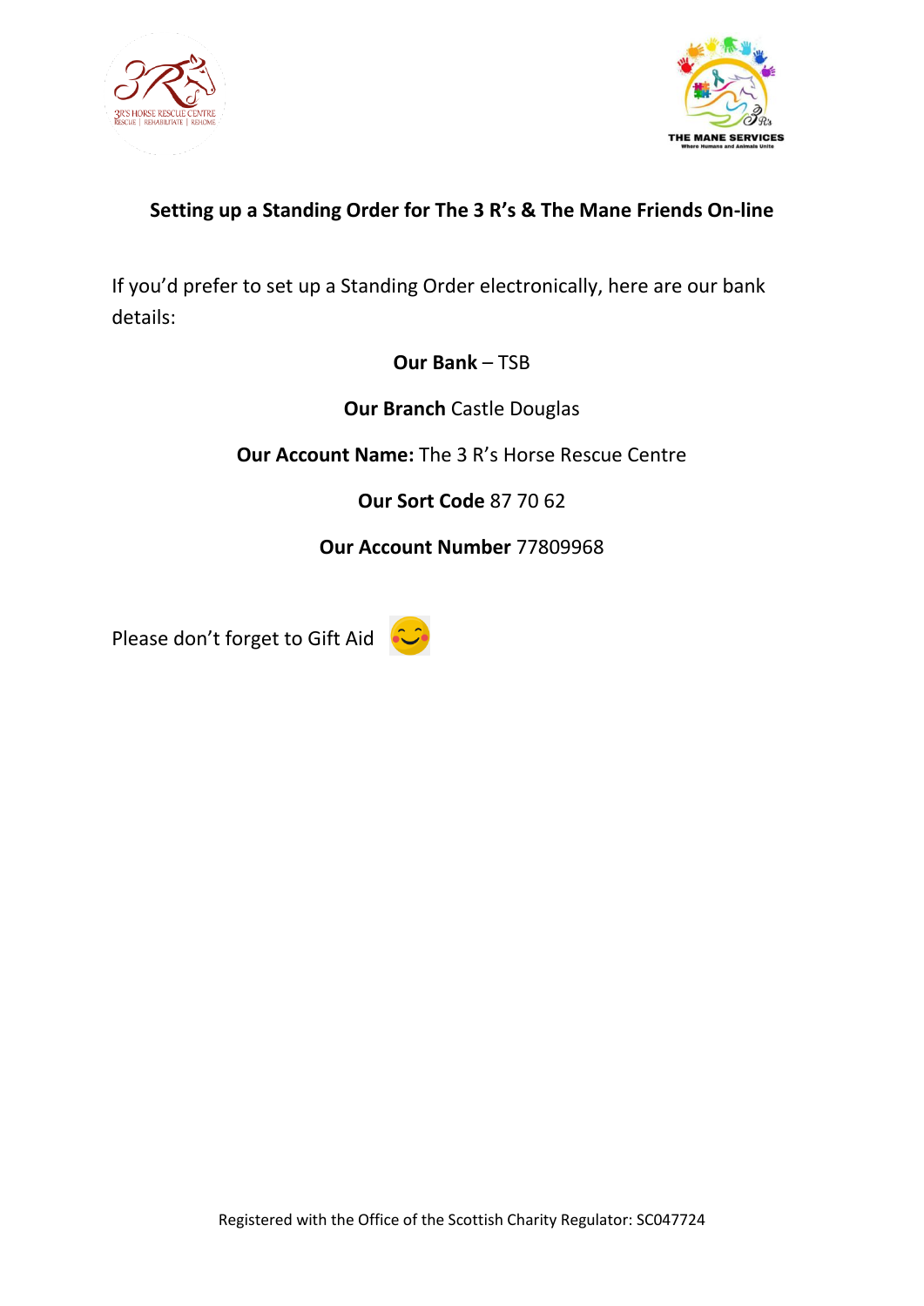## Setting up a Standing Order for The 3 R's & The Mane Friends On-line

If you'd prefer to set up a Standing Order electronically, here are our bank details:

**Our Bank** – TSB

**Our Branch** Castle Douglas

**Our Account Name:** The 3 R's Horse Rescue Centre

**Our Sort Code** 87 70 62

**Our Account Number** 77809968

Please don't forget to Gift Aid 😊

Registered with the Office of the Scottish Charity Regulator: SC047724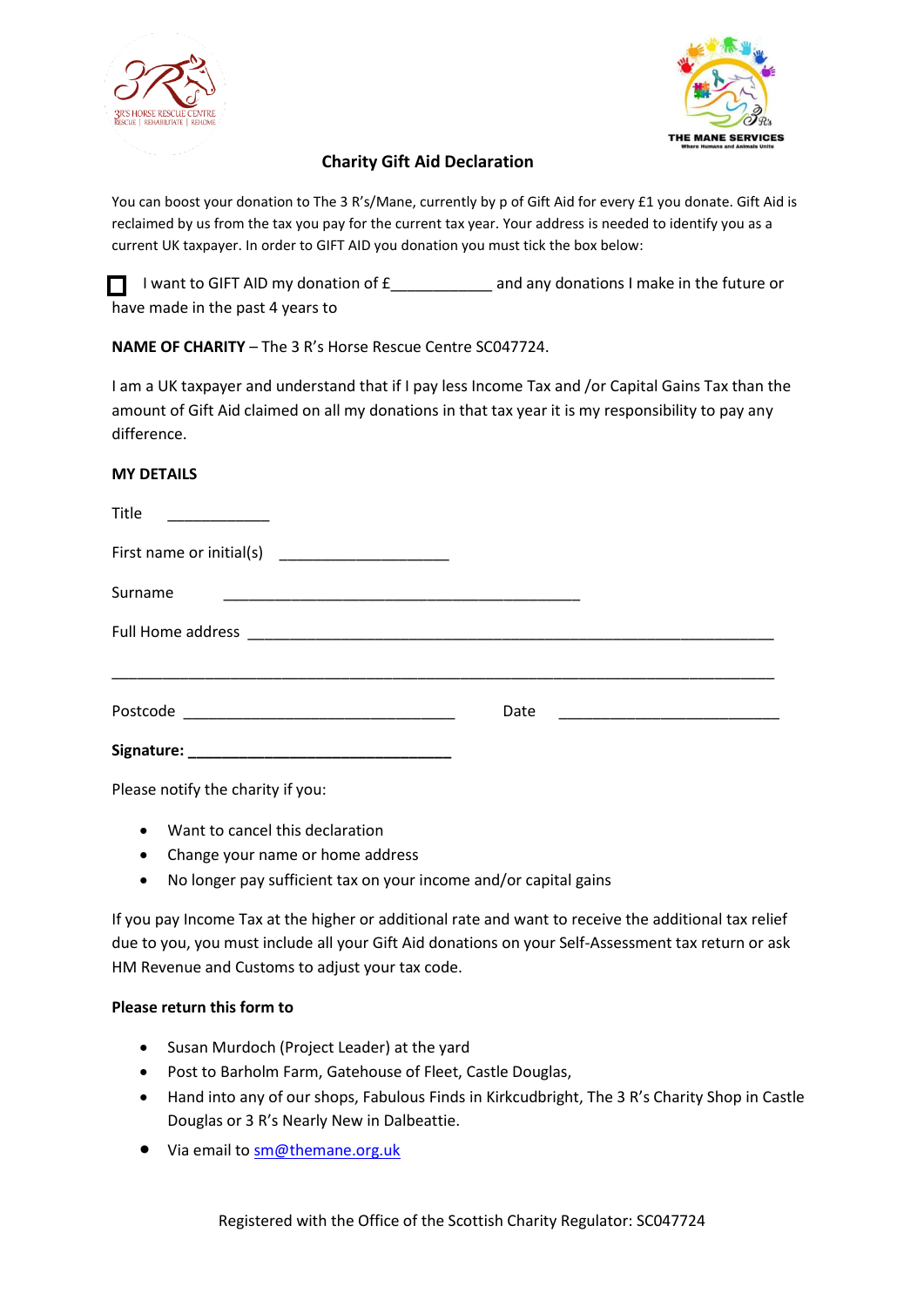## Charity Gift Aid Declaration

You can boost your donation to The 3 R's/Mane, currently by p of Gift Aid for every £1 you donate. Gift Aid is reclaimed by us from the tax you pay for the current tax year. Your address is needed to identify you as a current UK taxpayer. In order to GIFT AID you donation you must tick the box below:

☐ I want to GIFT AID my donation of £____________ and any donations I make in the future or have made in the past 4 years to

**NAME OF CHARITY** – The 3 R's Horse Rescue Centre SC047724.

I am a UK taxpayer and understand that if I pay less Income Tax and /or Capital Gains Tax than the amount of Gift Aid claimed on all my donations in that tax year it is my responsibility to pay any difference.

**MY DETAILS**

Title ____________

First name or initial(s) ____________________

Surname ___________________________________________

Full Home address ______________________________________________________________

______________________________________________________________________________

Postcode ________________________________ Date __________________________

**Signature: _______________________________**

Please notify the charity if you:

- Want to cancel this declaration
- Change your name or home address
- No longer pay sufficient tax on your income and/or capital gains

If you pay Income Tax at the higher or additional rate and want to receive the additional tax relief due to you, you must include all your Gift Aid donations on your Self-Assessment tax return or ask HM Revenue and Customs to adjust your tax code.

**Please return this form to**

- Susan Murdoch (Project Leader) at the yard
- Post to Barholm Farm, Gatehouse of Fleet, Castle Douglas,
- Hand into any of our shops, Fabulous Finds in Kirkcudbright, The 3 R's Charity Shop in Castle Douglas or 3 R's Nearly New in Dalbeattie.
- Via email to sm@themane.org.uk

Registered with the Office of the Scottish Charity Regulator: SC047724